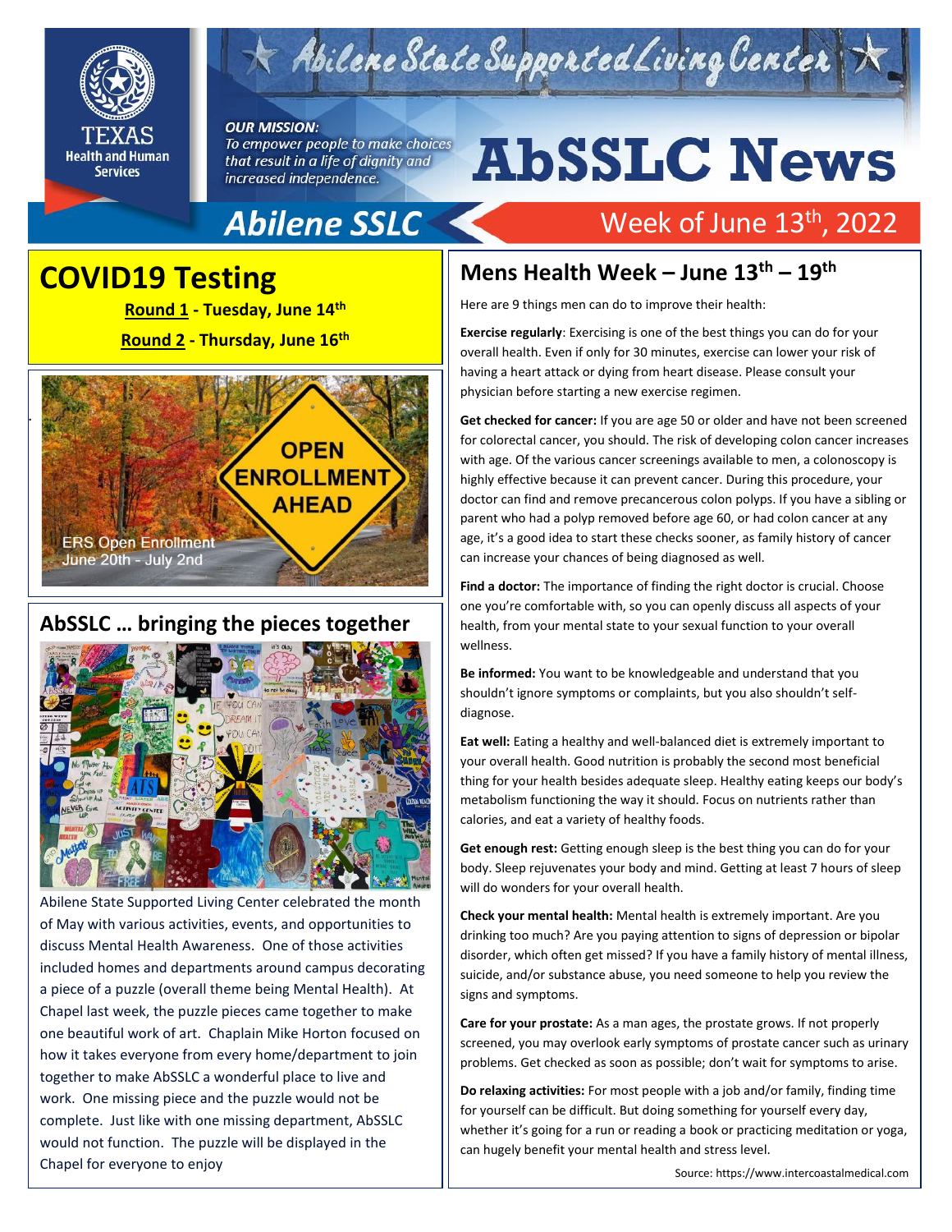# AbSSLC News

Abilene State Supported Living Center

***OUR MISSION:***
*To empower people to make choices that result in a life of dignity and increased independence.*

Texas Health and Human Services

**Abilene SSLC**

Week of June 13th, 2022

## COVID19 Testing

**Round 1 - Tuesday, June 14th**

**Round 2 - Thursday, June 16th**

OPEN ENROLLMENT AHEAD

ERS Open Enrollment June 20th - July 2nd

## AbSSLC … bringing the pieces together

Abilene State Supported Living Center celebrated the month of May with various activities, events, and opportunities to discuss Mental Health Awareness. One of those activities included homes and departments around campus decorating a piece of a puzzle (overall theme being Mental Health). At Chapel last week, the puzzle pieces came together to make one beautiful work of art. Chaplain Mike Horton focused on how it takes everyone from every home/department to join together to make AbSSLC a wonderful place to live and work. One missing piece and the puzzle would not be complete. Just like with one missing department, AbSSLC would not function. The puzzle will be displayed in the Chapel for everyone to enjoy

## Mens Health Week – June 13th – 19th

Here are 9 things men can do to improve their health:

**Exercise regularly**: Exercising is one of the best things you can do for your overall health. Even if only for 30 minutes, exercise can lower your risk of having a heart attack or dying from heart disease. Please consult your physician before starting a new exercise regimen.

**Get checked for cancer:** If you are age 50 or older and have not been screened for colorectal cancer, you should. The risk of developing colon cancer increases with age. Of the various cancer screenings available to men, a colonoscopy is highly effective because it can prevent cancer. During this procedure, your doctor can find and remove precancerous colon polyps. If you have a sibling or parent who had a polyp removed before age 60, or had colon cancer at any age, it's a good idea to start these checks sooner, as family history of cancer can increase your chances of being diagnosed as well.

**Find a doctor:** The importance of finding the right doctor is crucial. Choose one you're comfortable with, so you can openly discuss all aspects of your health, from your mental state to your sexual function to your overall wellness.

**Be informed:** You want to be knowledgeable and understand that you shouldn't ignore symptoms or complaints, but you also shouldn't self-diagnose.

**Eat well:** Eating a healthy and well-balanced diet is extremely important to your overall health. Good nutrition is probably the second most beneficial thing for your health besides adequate sleep. Healthy eating keeps our body's metabolism functioning the way it should. Focus on nutrients rather than calories, and eat a variety of healthy foods.

**Get enough rest:** Getting enough sleep is the best thing you can do for your body. Sleep rejuvenates your body and mind. Getting at least 7 hours of sleep will do wonders for your overall health.

**Check your mental health:** Mental health is extremely important. Are you drinking too much? Are you paying attention to signs of depression or bipolar disorder, which often get missed? If you have a family history of mental illness, suicide, and/or substance abuse, you need someone to help you review the signs and symptoms.

**Care for your prostate:** As a man ages, the prostate grows. If not properly screened, you may overlook early symptoms of prostate cancer such as urinary problems. Get checked as soon as possible; don't wait for symptoms to arise.

**Do relaxing activities:** For most people with a job and/or family, finding time for yourself can be difficult. But doing something for yourself every day, whether it's going for a run or reading a book or practicing meditation or yoga, can hugely benefit your mental health and stress level.

Source: https://www.intercoastalmedical.com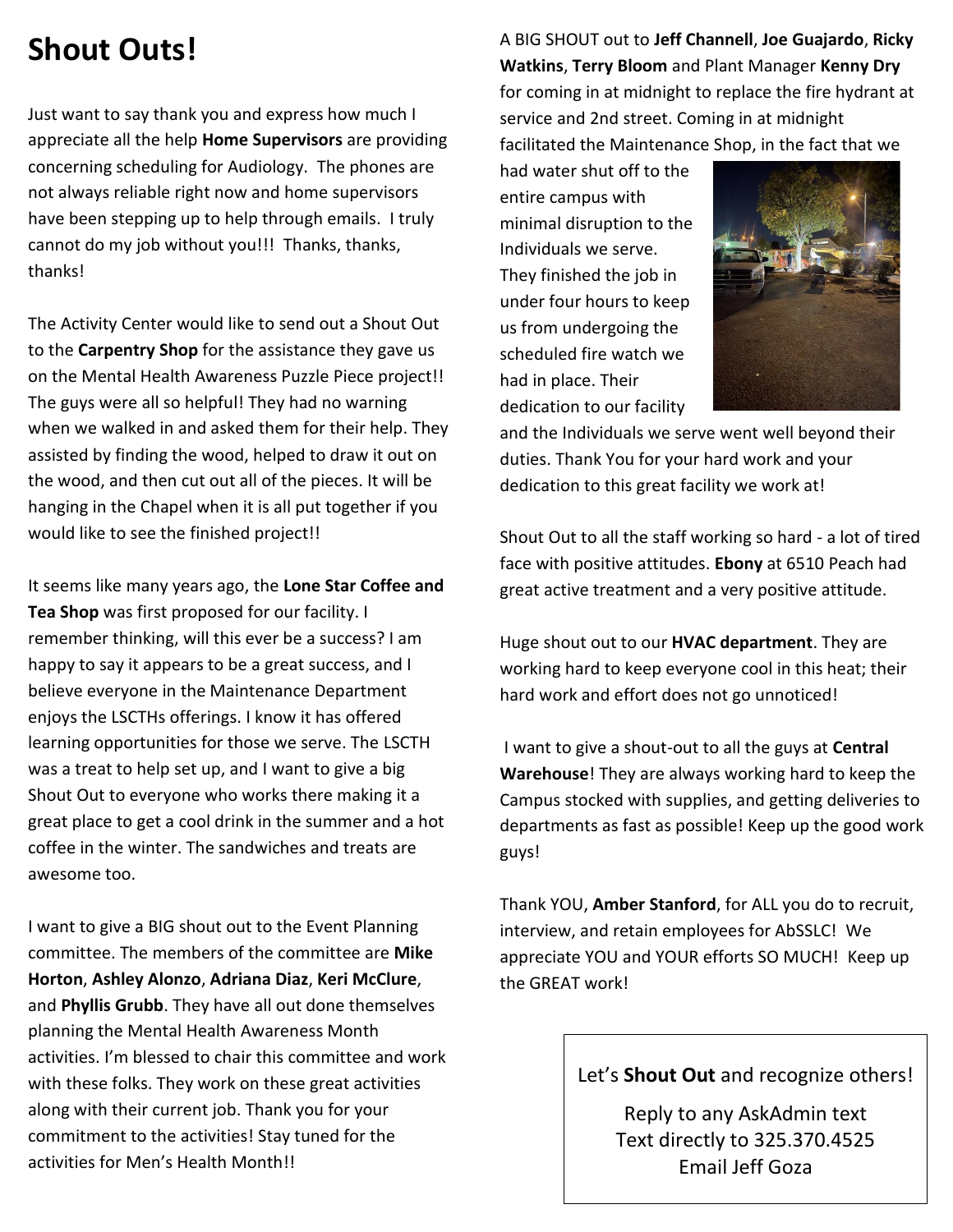# Shout Outs!

Just want to say thank you and express how much I appreciate all the help **Home Supervisors** are providing concerning scheduling for Audiology. The phones are not always reliable right now and home supervisors have been stepping up to help through emails. I truly cannot do my job without you!!! Thanks, thanks, thanks!

The Activity Center would like to send out a Shout Out to the **Carpentry Shop** for the assistance they gave us on the Mental Health Awareness Puzzle Piece project!! The guys were all so helpful! They had no warning when we walked in and asked them for their help. They assisted by finding the wood, helped to draw it out on the wood, and then cut out all of the pieces. It will be hanging in the Chapel when it is all put together if you would like to see the finished project!!

It seems like many years ago, the **Lone Star Coffee and Tea Shop** was first proposed for our facility. I remember thinking, will this ever be a success? I am happy to say it appears to be a great success, and I believe everyone in the Maintenance Department enjoys the LSCTHs offerings. I know it has offered learning opportunities for those we serve. The LSCTH was a treat to help set up, and I want to give a big Shout Out to everyone who works there making it a great place to get a cool drink in the summer and a hot coffee in the winter. The sandwiches and treats are awesome too.

I want to give a BIG shout out to the Event Planning committee. The members of the committee are **Mike Horton**, **Ashley Alonzo**, **Adriana Diaz**, **Keri McClure**, and **Phyllis Grubb**. They have all out done themselves planning the Mental Health Awareness Month activities. I'm blessed to chair this committee and work with these folks. They work on these great activities along with their current job. Thank you for your commitment to the activities! Stay tuned for the activities for Men's Health Month!!

A BIG SHOUT out to **Jeff Channell**, **Joe Guajardo**, **Ricky Watkins**, **Terry Bloom** and Plant Manager **Kenny Dry** for coming in at midnight to replace the fire hydrant at service and 2nd street. Coming in at midnight facilitated the Maintenance Shop, in the fact that we had water shut off to the entire campus with minimal disruption to the Individuals we serve. They finished the job in under four hours to keep us from undergoing the scheduled fire watch we had in place. Their dedication to our facility and the Individuals we serve went well beyond their duties. Thank You for your hard work and your dedication to this great facility we work at!

Shout Out to all the staff working so hard - a lot of tired face with positive attitudes. **Ebony** at 6510 Peach had great active treatment and a very positive attitude.

Huge shout out to our **HVAC department**. They are working hard to keep everyone cool in this heat; their hard work and effort does not go unnoticed!

I want to give a shout-out to all the guys at **Central Warehouse**! They are always working hard to keep the Campus stocked with supplies, and getting deliveries to departments as fast as possible! Keep up the good work guys!

Thank YOU, **Amber Stanford**, for ALL you do to recruit, interview, and retain employees for AbSSLC! We appreciate YOU and YOUR efforts SO MUCH! Keep up the GREAT work!

Let's **Shout Out** and recognize others!

Reply to any AskAdmin text
Text directly to 325.370.4525
Email Jeff Goza